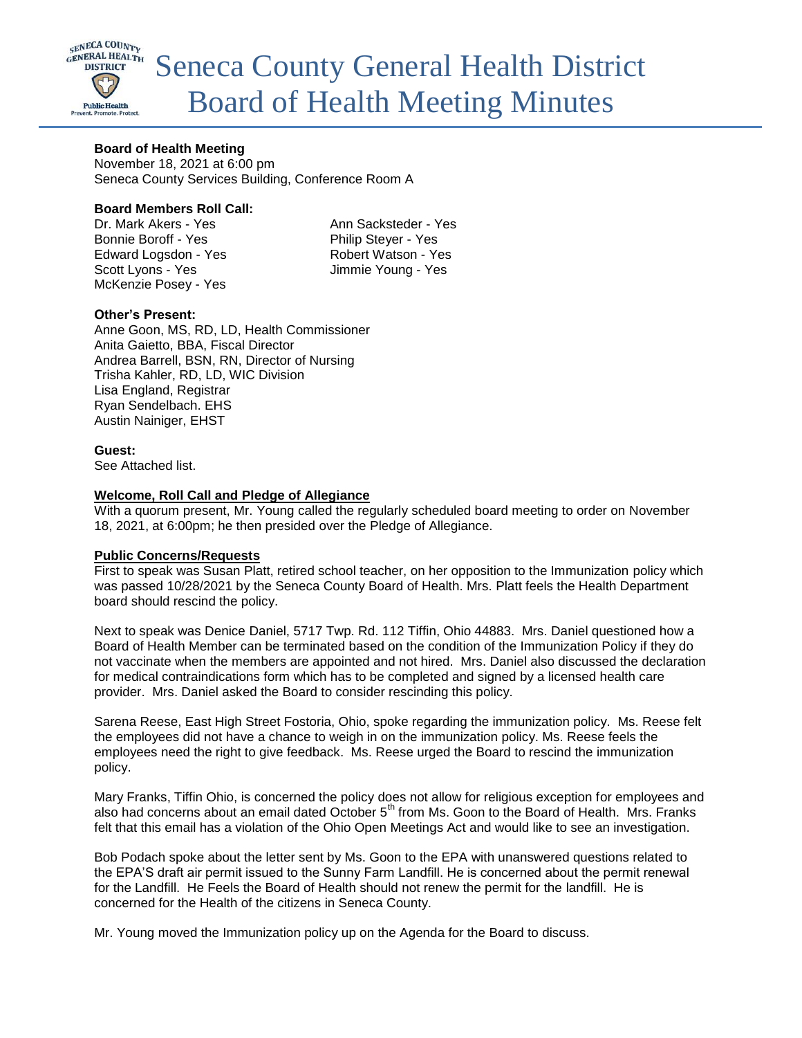# Seneca County General Health District Board of Health Meeting Minutes

**Board of Health Meeting**
November 18, 2021 at 6:00 pm
Seneca County Services Building, Conference Room A

**Board Members Roll Call:**

Dr. Mark Akers - Yes
Bonnie Boroff - Yes
Edward Logsdon - Yes
Scott Lyons - Yes
McKenzie Posey - Yes
Ann Sacksteder - Yes
Philip Steyer - Yes
Robert Watson - Yes
Jimmie Young - Yes

**Other's Present:**
Anne Goon, MS, RD, LD, Health Commissioner
Anita Gaietto, BBA, Fiscal Director
Andrea Barrell, BSN, RN, Director of Nursing
Trisha Kahler, RD, LD, WIC Division
Lisa England, Registrar
Ryan Sendelbach. EHS
Austin Nainiger, EHST

**Guest:**
See Attached list.

**Welcome, Roll Call and Pledge of Allegiance**

With a quorum present, Mr. Young called the regularly scheduled board meeting to order on November 18, 2021, at 6:00pm; he then presided over the Pledge of Allegiance.

**Public Concerns/Requests**

First to speak was Susan Platt, retired school teacher, on her opposition to the Immunization policy which was passed 10/28/2021 by the Seneca County Board of Health. Mrs. Platt feels the Health Department board should rescind the policy.

Next to speak was Denice Daniel, 5717 Twp. Rd. 112 Tiffin, Ohio 44883. Mrs. Daniel questioned how a Board of Health Member can be terminated based on the condition of the Immunization Policy if they do not vaccinate when the members are appointed and not hired. Mrs. Daniel also discussed the declaration for medical contraindications form which has to be completed and signed by a licensed health care provider. Mrs. Daniel asked the Board to consider rescinding this policy.

Sarena Reese, East High Street Fostoria, Ohio, spoke regarding the immunization policy. Ms. Reese felt the employees did not have a chance to weigh in on the immunization policy. Ms. Reese feels the employees need the right to give feedback. Ms. Reese urged the Board to rescind the immunization policy.

Mary Franks, Tiffin Ohio, is concerned the policy does not allow for religious exception for employees and also had concerns about an email dated October 5th from Ms. Goon to the Board of Health. Mrs. Franks felt that this email has a violation of the Ohio Open Meetings Act and would like to see an investigation.

Bob Podach spoke about the letter sent by Ms. Goon to the EPA with unanswered questions related to the EPA'S draft air permit issued to the Sunny Farm Landfill. He is concerned about the permit renewal for the Landfill. He Feels the Board of Health should not renew the permit for the landfill. He is concerned for the Health of the citizens in Seneca County.

Mr. Young moved the Immunization policy up on the Agenda for the Board to discuss.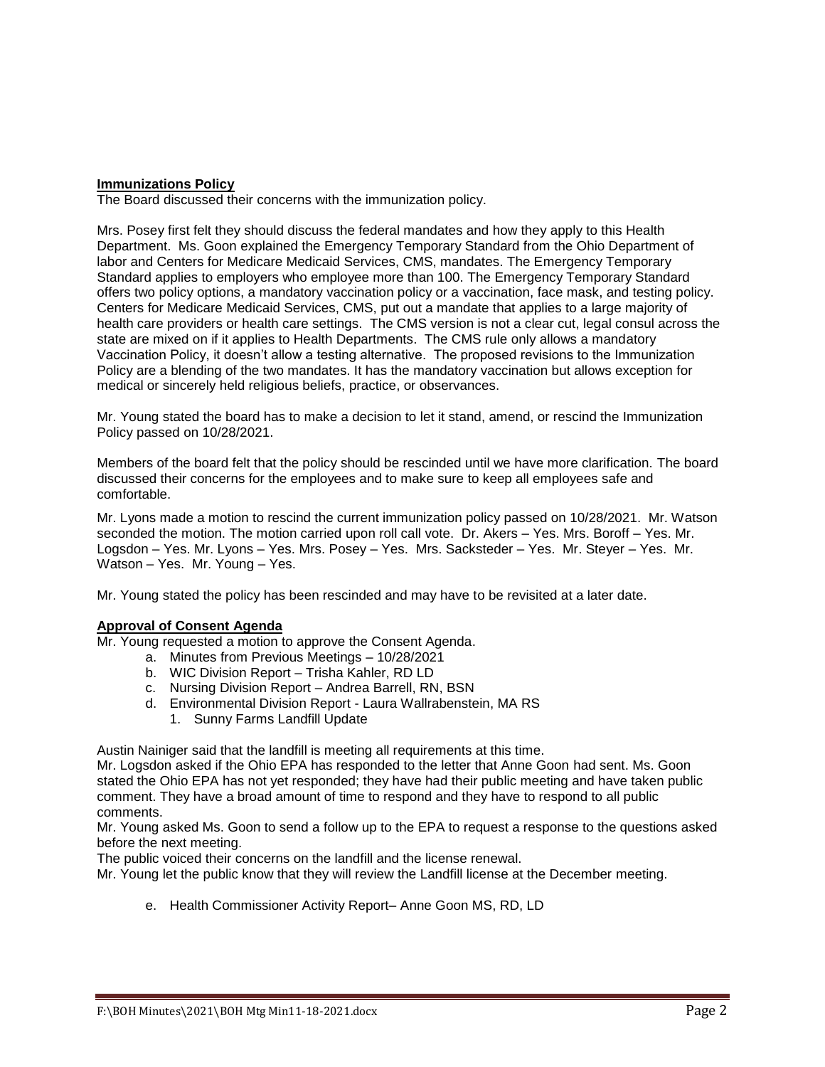**Immunizations Policy**

The Board discussed their concerns with the immunization policy.

Mrs. Posey first felt they should discuss the federal mandates and how they apply to this Health Department. Ms. Goon explained the Emergency Temporary Standard from the Ohio Department of labor and Centers for Medicare Medicaid Services, CMS, mandates. The Emergency Temporary Standard applies to employers who employee more than 100. The Emergency Temporary Standard offers two policy options, a mandatory vaccination policy or a vaccination, face mask, and testing policy. Centers for Medicare Medicaid Services, CMS, put out a mandate that applies to a large majority of health care providers or health care settings. The CMS version is not a clear cut, legal consul across the state are mixed on if it applies to Health Departments. The CMS rule only allows a mandatory Vaccination Policy, it doesn't allow a testing alternative. The proposed revisions to the Immunization Policy are a blending of the two mandates. It has the mandatory vaccination but allows exception for medical or sincerely held religious beliefs, practice, or observances.

Mr. Young stated the board has to make a decision to let it stand, amend, or rescind the Immunization Policy passed on 10/28/2021.

Members of the board felt that the policy should be rescinded until we have more clarification. The board discussed their concerns for the employees and to make sure to keep all employees safe and comfortable.

Mr. Lyons made a motion to rescind the current immunization policy passed on 10/28/2021. Mr. Watson seconded the motion. The motion carried upon roll call vote. Dr. Akers – Yes. Mrs. Boroff – Yes. Mr. Logsdon – Yes. Mr. Lyons – Yes. Mrs. Posey – Yes. Mrs. Sacksteder – Yes. Mr. Steyer – Yes. Mr. Watson – Yes. Mr. Young – Yes.

Mr. Young stated the policy has been rescinded and may have to be revisited at a later date.

**Approval of Consent Agenda**

Mr. Young requested a motion to approve the Consent Agenda.

a. Minutes from Previous Meetings – 10/28/2021
b. WIC Division Report – Trisha Kahler, RD LD
c. Nursing Division Report – Andrea Barrell, RN, BSN
d. Environmental Division Report - Laura Wallrabenstein, MA RS
    1. Sunny Farms Landfill Update

Austin Nainiger said that the landfill is meeting all requirements at this time.
Mr. Logsdon asked if the Ohio EPA has responded to the letter that Anne Goon had sent. Ms. Goon stated the Ohio EPA has not yet responded; they have had their public meeting and have taken public comment. They have a broad amount of time to respond and they have to respond to all public comments.
Mr. Young asked Ms. Goon to send a follow up to the EPA to request a response to the questions asked before the next meeting.
The public voiced their concerns on the landfill and the license renewal.
Mr. Young let the public know that they will review the Landfill license at the December meeting.

e. Health Commissioner Activity Report– Anne Goon MS, RD, LD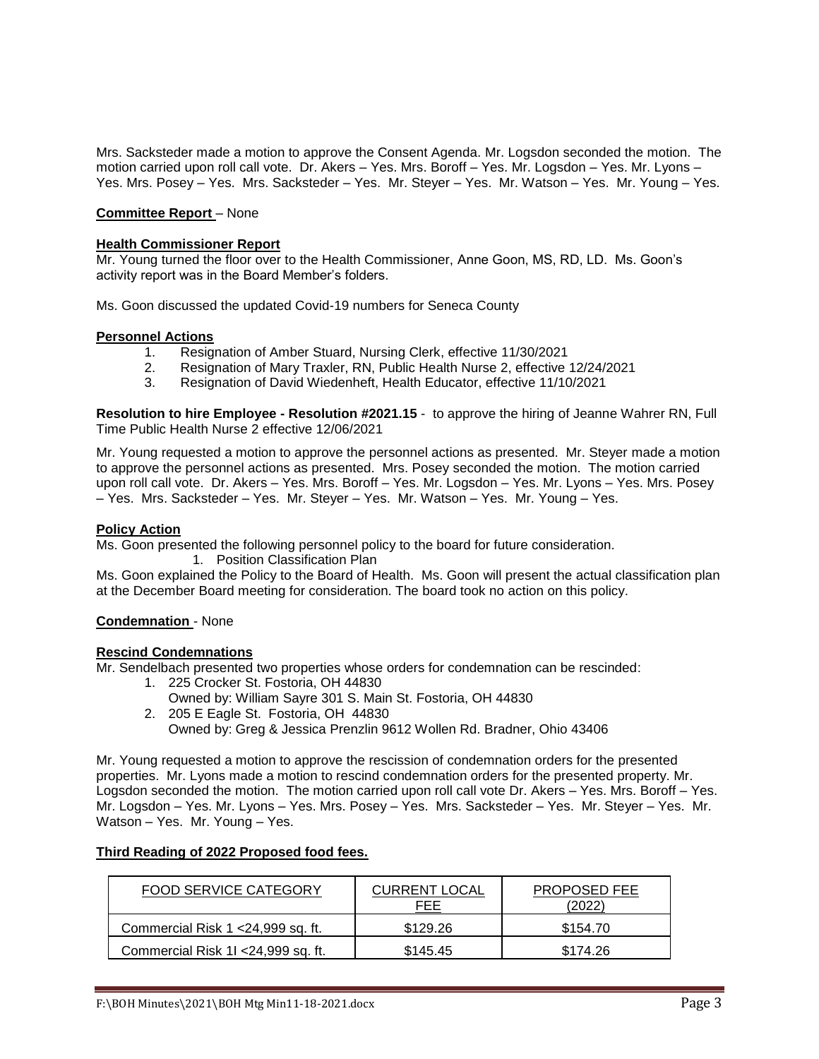Mrs. Sacksteder made a motion to approve the Consent Agenda. Mr. Logsdon seconded the motion. The motion carried upon roll call vote. Dr. Akers – Yes. Mrs. Boroff – Yes. Mr. Logsdon – Yes. Mr. Lyons – Yes. Mrs. Posey – Yes. Mrs. Sacksteder – Yes. Mr. Steyer – Yes. Mr. Watson – Yes. Mr. Young – Yes.

**Committee Report** – None

**Health Commissioner Report**

Mr. Young turned the floor over to the Health Commissioner, Anne Goon, MS, RD, LD. Ms. Goon's activity report was in the Board Member's folders.

Ms. Goon discussed the updated Covid-19 numbers for Seneca County

**Personnel Actions**

1. Resignation of Amber Stuard, Nursing Clerk, effective 11/30/2021
2. Resignation of Mary Traxler, RN, Public Health Nurse 2, effective 12/24/2021
3. Resignation of David Wiedenheft, Health Educator, effective 11/10/2021

**Resolution to hire Employee - Resolution #2021.15** - to approve the hiring of Jeanne Wahrer RN, Full Time Public Health Nurse 2 effective 12/06/2021

Mr. Young requested a motion to approve the personnel actions as presented. Mr. Steyer made a motion to approve the personnel actions as presented. Mrs. Posey seconded the motion. The motion carried upon roll call vote. Dr. Akers – Yes. Mrs. Boroff – Yes. Mr. Logsdon – Yes. Mr. Lyons – Yes. Mrs. Posey – Yes. Mrs. Sacksteder – Yes. Mr. Steyer – Yes. Mr. Watson – Yes. Mr. Young – Yes.

**Policy Action**

Ms. Goon presented the following personnel policy to the board for future consideration.

1. Position Classification Plan

Ms. Goon explained the Policy to the Board of Health. Ms. Goon will present the actual classification plan at the December Board meeting for consideration. The board took no action on this policy.

**Condemnation** - None

**Rescind Condemnations**

Mr. Sendelbach presented two properties whose orders for condemnation can be rescinded:

1. 225 Crocker St. Fostoria, OH 44830
   Owned by: William Sayre 301 S. Main St. Fostoria, OH 44830
2. 205 E Eagle St. Fostoria, OH 44830
   Owned by: Greg & Jessica Prenzlin 9612 Wollen Rd. Bradner, Ohio 43406

Mr. Young requested a motion to approve the rescission of condemnation orders for the presented properties. Mr. Lyons made a motion to rescind condemnation orders for the presented property. Mr. Logsdon seconded the motion. The motion carried upon roll call vote Dr. Akers – Yes. Mrs. Boroff – Yes. Mr. Logsdon – Yes. Mr. Lyons – Yes. Mrs. Posey – Yes. Mrs. Sacksteder – Yes. Mr. Steyer – Yes. Mr. Watson – Yes. Mr. Young – Yes.

**Third Reading of 2022 Proposed food fees.**

| FOOD SERVICE CATEGORY | CURRENT LOCAL FEE | PROPOSED FEE (2022) |
|---|---|---|
| Commercial Risk 1 <24,999 sq. ft. | $129.26 | $154.70 |
| Commercial Risk 1I <24,999 sq. ft. | $145.45 | $174.26 |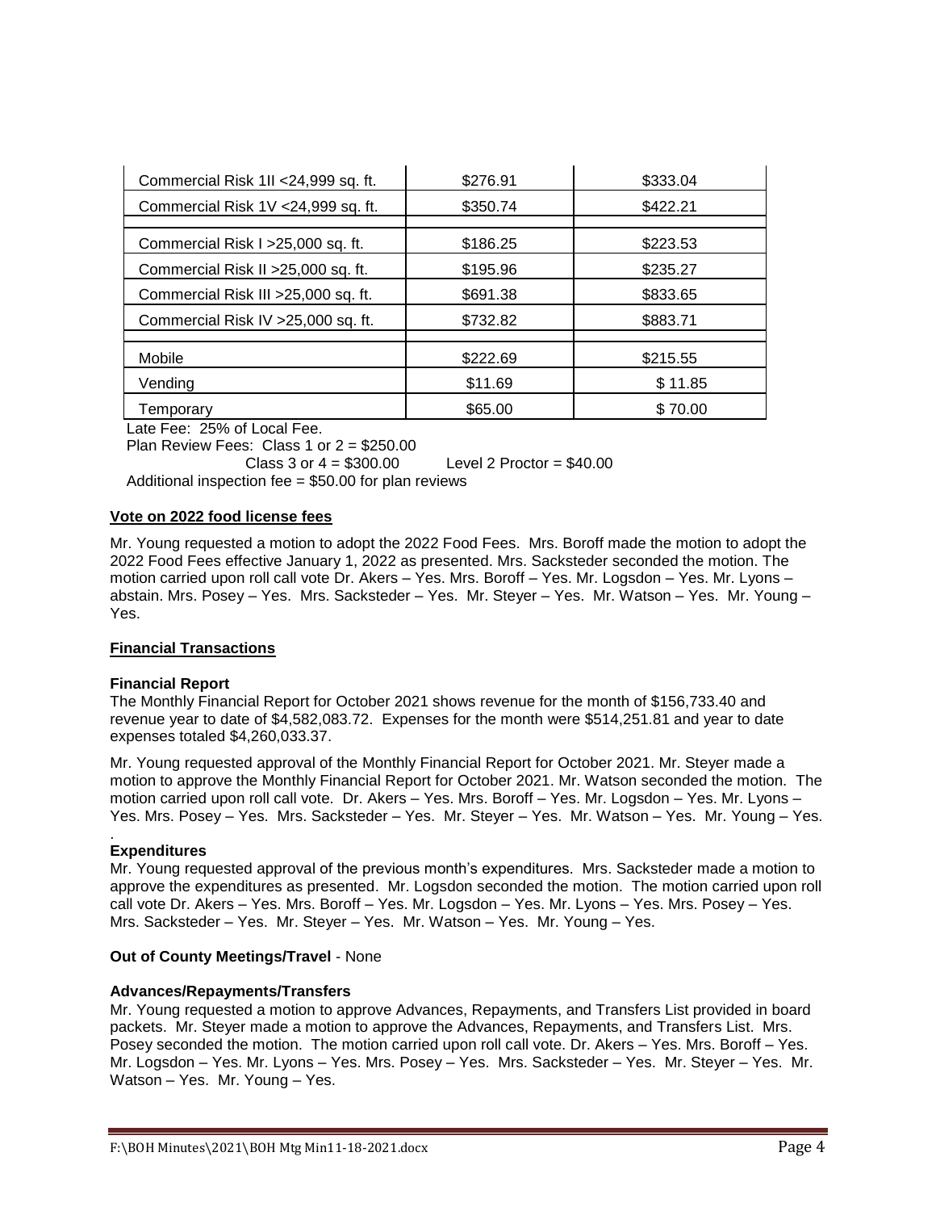| | | |
|---|---|---|
| Commercial Risk 1II <24,999 sq. ft. | $276.91 | $333.04 |
| Commercial Risk 1V <24,999 sq. ft. | $350.74 | $422.21 |
| | | |
| Commercial Risk I >25,000 sq. ft. | $186.25 | $223.53 |
| Commercial Risk II >25,000 sq. ft. | $195.96 | $235.27 |
| Commercial Risk III >25,000 sq. ft. | $691.38 | $833.65 |
| Commercial Risk IV >25,000 sq. ft. | $732.82 | $883.71 |
| | | |
| Mobile | $222.69 | $215.55 |
| Vending | $11.69 | $ 11.85 |
| Temporary | $65.00 | $ 70.00 |

Late Fee: 25% of Local Fee.

Plan Review Fees: Class 1 or 2 = $250.00

Class 3 or 4 = $300.00 Level 2 Proctor = $40.00

Additional inspection fee = $50.00 for plan reviews

**Vote on 2022 food license fees**

Mr. Young requested a motion to adopt the 2022 Food Fees. Mrs. Boroff made the motion to adopt the 2022 Food Fees effective January 1, 2022 as presented. Mrs. Sacksteder seconded the motion. The motion carried upon roll call vote Dr. Akers – Yes. Mrs. Boroff – Yes. Mr. Logsdon – Yes. Mr. Lyons – abstain. Mrs. Posey – Yes. Mrs. Sacksteder – Yes. Mr. Steyer – Yes. Mr. Watson – Yes. Mr. Young – Yes.

**Financial Transactions**

**Financial Report**

The Monthly Financial Report for October 2021 shows revenue for the month of $156,733.40 and revenue year to date of $4,582,083.72. Expenses for the month were $514,251.81 and year to date expenses totaled $4,260,033.37.

Mr. Young requested approval of the Monthly Financial Report for October 2021. Mr. Steyer made a motion to approve the Monthly Financial Report for October 2021. Mr. Watson seconded the motion. The motion carried upon roll call vote. Dr. Akers – Yes. Mrs. Boroff – Yes. Mr. Logsdon – Yes. Mr. Lyons – Yes. Mrs. Posey – Yes. Mrs. Sacksteder – Yes. Mr. Steyer – Yes. Mr. Watson – Yes. Mr. Young – Yes.

**Expenditures**

Mr. Young requested approval of the previous month's expenditures. Mrs. Sacksteder made a motion to approve the expenditures as presented. Mr. Logsdon seconded the motion. The motion carried upon roll call vote Dr. Akers – Yes. Mrs. Boroff – Yes. Mr. Logsdon – Yes. Mr. Lyons – Yes. Mrs. Posey – Yes. Mrs. Sacksteder – Yes. Mr. Steyer – Yes. Mr. Watson – Yes. Mr. Young – Yes.

**Out of County Meetings/Travel** - None

**Advances/Repayments/Transfers**

Mr. Young requested a motion to approve Advances, Repayments, and Transfers List provided in board packets. Mr. Steyer made a motion to approve the Advances, Repayments, and Transfers List. Mrs. Posey seconded the motion. The motion carried upon roll call vote. Dr. Akers – Yes. Mrs. Boroff – Yes. Mr. Logsdon – Yes. Mr. Lyons – Yes. Mrs. Posey – Yes. Mrs. Sacksteder – Yes. Mr. Steyer – Yes. Mr. Watson – Yes. Mr. Young – Yes.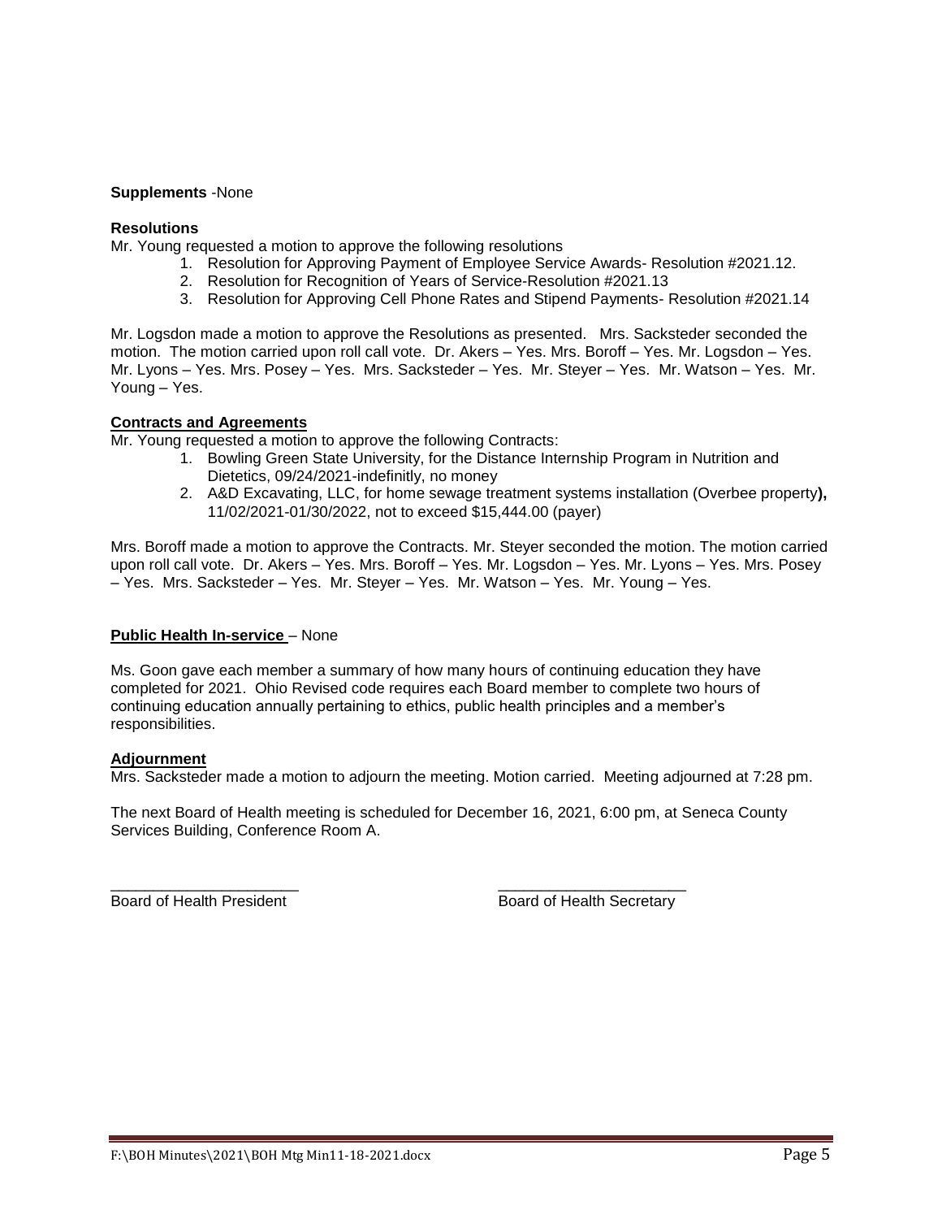**Supplements** -None

**Resolutions**

Mr. Young requested a motion to approve the following resolutions

1. Resolution for Approving Payment of Employee Service Awards- Resolution #2021.12.
2. Resolution for Recognition of Years of Service-Resolution #2021.13
3. Resolution for Approving Cell Phone Rates and Stipend Payments- Resolution #2021.14

Mr. Logsdon made a motion to approve the Resolutions as presented. Mrs. Sacksteder seconded the motion. The motion carried upon roll call vote. Dr. Akers – Yes. Mrs. Boroff – Yes. Mr. Logsdon – Yes. Mr. Lyons – Yes. Mrs. Posey – Yes. Mrs. Sacksteder – Yes. Mr. Steyer – Yes. Mr. Watson – Yes. Mr. Young – Yes.

**Contracts and Agreements**

Mr. Young requested a motion to approve the following Contracts:

1. Bowling Green State University, for the Distance Internship Program in Nutrition and Dietetics, 09/24/2021-indefinitly, no money
2. A&D Excavating, LLC, for home sewage treatment systems installation (Overbee property**),** 11/02/2021-01/30/2022, not to exceed $15,444.00 (payer)

Mrs. Boroff made a motion to approve the Contracts. Mr. Steyer seconded the motion. The motion carried upon roll call vote. Dr. Akers – Yes. Mrs. Boroff – Yes. Mr. Logsdon – Yes. Mr. Lyons – Yes. Mrs. Posey – Yes. Mrs. Sacksteder – Yes. Mr. Steyer – Yes. Mr. Watson – Yes. Mr. Young – Yes.

**Public Health In-service** – None

Ms. Goon gave each member a summary of how many hours of continuing education they have completed for 2021. Ohio Revised code requires each Board member to complete two hours of continuing education annually pertaining to ethics, public health principles and a member's responsibilities.

**Adjournment**

Mrs. Sacksteder made a motion to adjourn the meeting. Motion carried. Meeting adjourned at 7:28 pm.

The next Board of Health meeting is scheduled for December 16, 2021, 6:00 pm, at Seneca County Services Building, Conference Room A.

\_\_\_\_\_\_\_\_\_\_\_\_\_\_\_\_\_\_\_\_\_\_ \_\_\_\_\_\_\_\_\_\_\_\_\_\_\_\_\_\_\_\_\_\_

Board of Health President Board of Health Secretary

F:\BOH Minutes\2021\BOH Mtg Min11-18-2021.docx